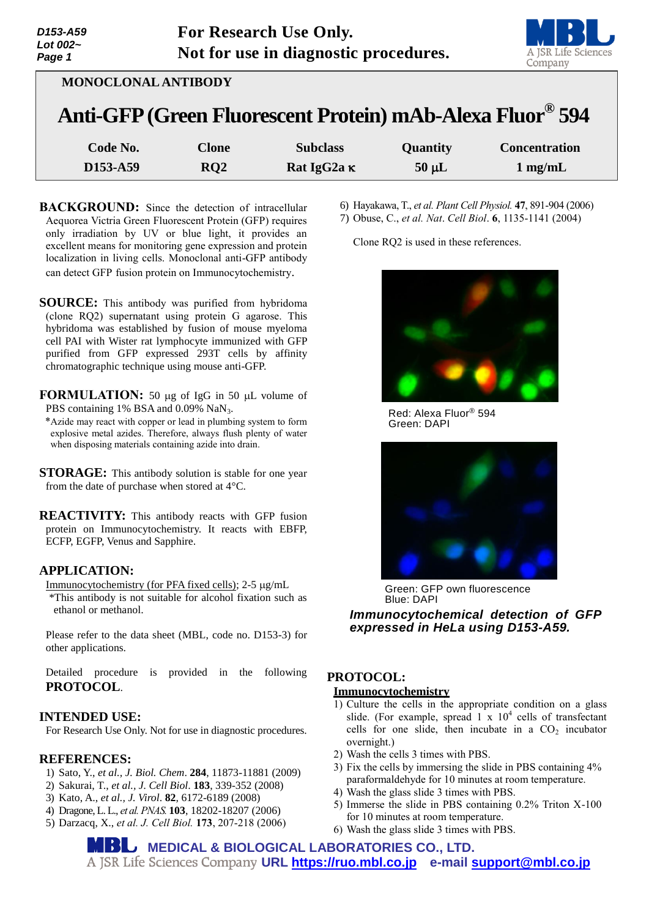**For Research Use Only.**
**Not for use in diagnostic procedures.**

MONOCLONAL ANTIBODY

# Anti-GFP (Green Fluorescent Protein) mAb-Alexa Fluor® 594

| Code No. | Clone | Subclass | Quantity | Concentration |
|---|---|---|---|---|
| D153-A59 | RQ2 | Rat IgG2a κ | 50 μL | 1 mg/mL |

**BACKGROUND:** Since the detection of intracellular Aequorea Victria Green Fluorescent Protein (GFP) requires only irradiation by UV or blue light, it provides an excellent means for monitoring gene expression and protein localization in living cells. Monoclonal anti-GFP antibody can detect GFP fusion protein on Immunocytochemistry.

**SOURCE:** This antibody was purified from hybridoma (clone RQ2) supernatant using protein G agarose. This hybridoma was established by fusion of mouse myeloma cell PAI with Wister rat lymphocyte immunized with GFP purified from GFP expressed 293T cells by affinity chromatographic technique using mouse anti-GFP.

**FORMULATION:** 50 μg of IgG in 50 μL volume of PBS containing 1% BSA and 0.09% $NaN_3$.

*Azide may react with copper or lead in plumbing system to form explosive metal azides. Therefore, always flush plenty of water when disposing materials containing azide into drain.

**STORAGE:** This antibody solution is stable for one year from the date of purchase when stored at 4°C.

**REACTIVITY:** This antibody reacts with GFP fusion protein on Immunocytochemistry. It reacts with EBFP, ECFP, EGFP, Venus and Sapphire.

**APPLICATION:**

Immunocytochemistry (for PFA fixed cells); 2-5 μg/mL

*This antibody is not suitable for alcohol fixation such as ethanol or methanol.

Please refer to the data sheet (MBL, code no. D153-3) for other applications.

Detailed procedure is provided in the following **PROTOCOL**.

**INTENDED USE:**

For Research Use Only. Not for use in diagnostic procedures.

**REFERENCES:**

1) Sato, Y., *et al., J. Biol. Chem*. **284**, 11873-11881 (2009)
2) Sakurai, T., *et al., J. Cell Biol*. **183**, 339-352 (2008)
3) Kato, A., *et al., J. Virol*. **82**, 6172-6189 (2008)
4) Dragone, L. L., *et al. PNAS.* **103**, 18202-18207 (2006)
5) Darzacq, X., *et al. J. Cell Biol.* **173**, 207-218 (2006)
6) Hayakawa, T., *et al. Plant Cell Physiol.* **47**, 891-904 (2006)
7) Obuse, C., *et al. Nat. Cell Biol*. **6**, 1135-1141 (2004)

Clone RQ2 is used in these references.

Red: Alexa Fluor® 594
Green: DAPI

Green: GFP own fluorescence
Blue: DAPI

***Immunocytochemical detection of GFP expressed in HeLa using D153-A59.***

**PROTOCOL:**

**Immunocytochemistry**

1) Culture the cells in the appropriate condition on a glass slide. (For example, spread 1 x $10^4$ cells of transfectant cells for one slide, then incubate in a $CO_2$ incubator overnight.)
2) Wash the cells 3 times with PBS.
3) Fix the cells by immersing the slide in PBS containing 4% paraformaldehyde for 10 minutes at room temperature.
4) Wash the glass slide 3 times with PBS.
5) Immerse the slide in PBS containing 0.2% Triton X-100 for 10 minutes at room temperature.
6) Wash the glass slide 3 times with PBS.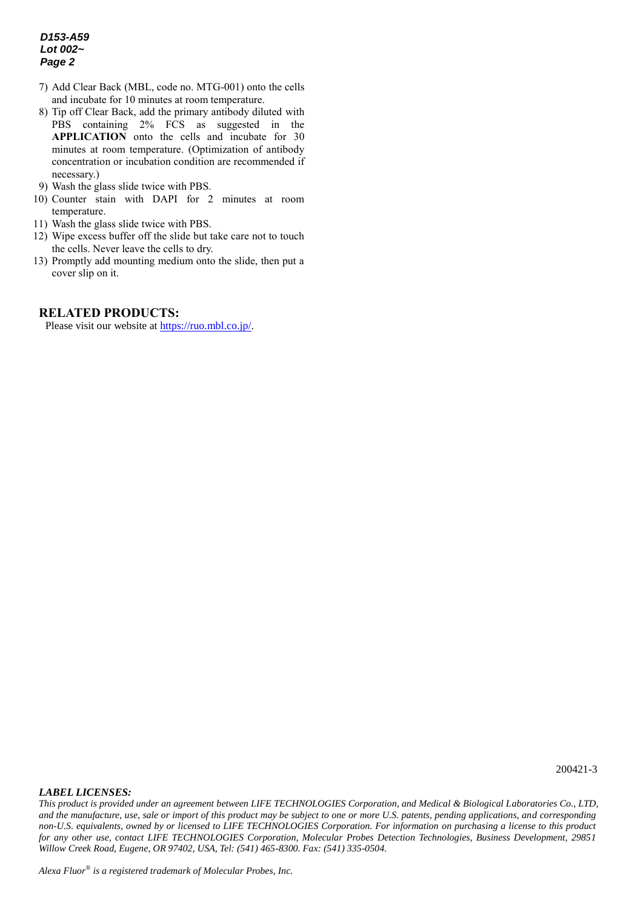7) Add Clear Back (MBL, code no. MTG-001) onto the cells and incubate for 10 minutes at room temperature.
8) Tip off Clear Back, add the primary antibody diluted with PBS containing 2% FCS as suggested in the **APPLICATION** onto the cells and incubate for 30 minutes at room temperature. (Optimization of antibody concentration or incubation condition are recommended if necessary.)
9) Wash the glass slide twice with PBS.
10) Counter stain with DAPI for 2 minutes at room temperature.
11) Wash the glass slide twice with PBS.
12) Wipe excess buffer off the slide but take care not to touch the cells. Never leave the cells to dry.
13) Promptly add mounting medium onto the slide, then put a cover slip on it.

## RELATED PRODUCTS:

Please visit our website at https://ruo.mbl.co.jp/.

200421-3

***LABEL LICENSES:***

*This product is provided under an agreement between LIFE TECHNOLOGIES Corporation, and Medical & Biological Laboratories Co., LTD, and the manufacture, use, sale or import of this product may be subject to one or more U.S. patents, pending applications, and corresponding non-U.S. equivalents, owned by or licensed to LIFE TECHNOLOGIES Corporation. For information on purchasing a license to this product for any other use, contact LIFE TECHNOLOGIES Corporation, Molecular Probes Detection Technologies, Business Development, 29851 Willow Creek Road, Eugene, OR 97402, USA, Tel: (541) 465-8300. Fax: (541) 335-0504.*

*Alexa Fluor® is a registered trademark of Molecular Probes, Inc.*